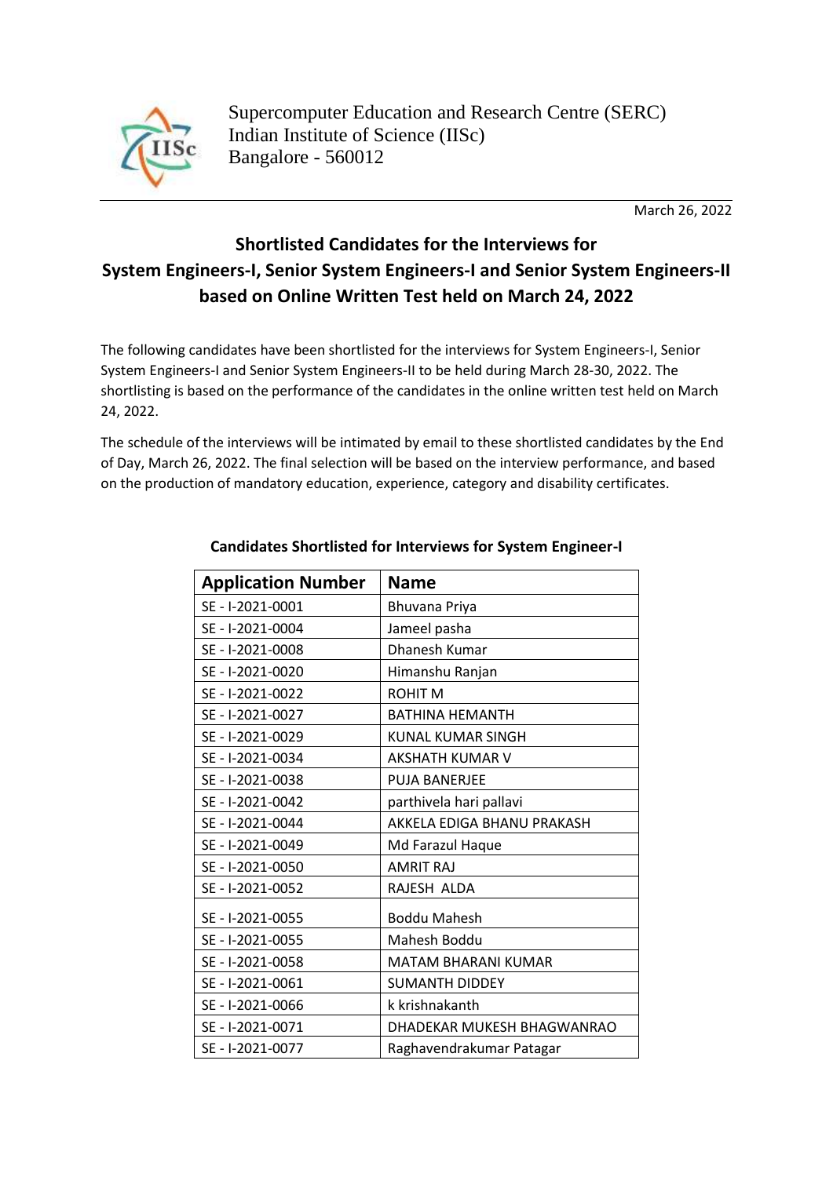Supercomputer Education and Research Centre (SERC)
Indian Institute of Science (IISc)
Bangalore - 560012

March 26, 2022

# Shortlisted Candidates for the Interviews for System Engineers-I, Senior System Engineers-I and Senior System Engineers-II based on Online Written Test held on March 24, 2022

The following candidates have been shortlisted for the interviews for System Engineers-I, Senior System Engineers-I and Senior System Engineers-II to be held during March 28-30, 2022. The shortlisting is based on the performance of the candidates in the online written test held on March 24, 2022.

The schedule of the interviews will be intimated by email to these shortlisted candidates by the End of Day, March 26, 2022. The final selection will be based on the interview performance, and based on the production of mandatory education, experience, category and disability certificates.

## Candidates Shortlisted for Interviews for System Engineer-I

| Application Number | Name |
|---|---|
| SE - I-2021-0001 | Bhuvana Priya |
| SE - I-2021-0004 | Jameel pasha |
| SE - I-2021-0008 | Dhanesh Kumar |
| SE - I-2021-0020 | Himanshu Ranjan |
| SE - I-2021-0022 | ROHIT M |
| SE - I-2021-0027 | BATHINA HEMANTH |
| SE - I-2021-0029 | KUNAL KUMAR SINGH |
| SE - I-2021-0034 | AKSHATH KUMAR V |
| SE - I-2021-0038 | PUJA BANERJEE |
| SE - I-2021-0042 | parthivela hari pallavi |
| SE - I-2021-0044 | AKKELA EDIGA BHANU PRAKASH |
| SE - I-2021-0049 | Md Farazul Haque |
| SE - I-2021-0050 | AMRIT RAJ |
| SE - I-2021-0052 | RAJESH ALDA |
| SE - I-2021-0055 | Boddu Mahesh |
| SE - I-2021-0055 | Mahesh Boddu |
| SE - I-2021-0058 | MATAM BHARANI KUMAR |
| SE - I-2021-0061 | SUMANTH DIDDEY |
| SE - I-2021-0066 | k krishnakanth |
| SE - I-2021-0071 | DHADEKAR MUKESH BHAGWANRAO |
| SE - I-2021-0077 | Raghavendrakumar Patagar |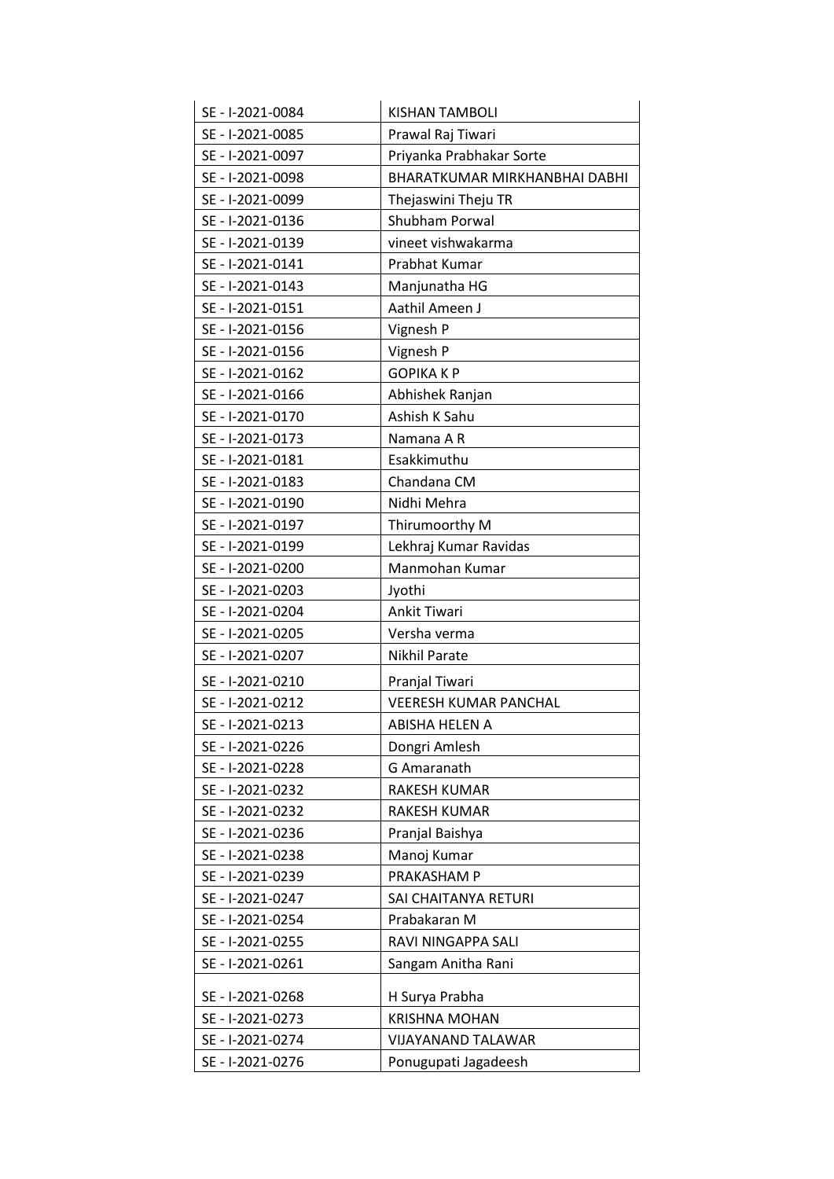| | |
|---|---|
| SE - I-2021-0084 | KISHAN TAMBOLI |
| SE - I-2021-0085 | Prawal Raj Tiwari |
| SE - I-2021-0097 | Priyanka Prabhakar Sorte |
| SE - I-2021-0098 | BHARATKUMAR MIRKHANBHAI DABHI |
| SE - I-2021-0099 | Thejaswini Theju TR |
| SE - I-2021-0136 | Shubham Porwal |
| SE - I-2021-0139 | vineet vishwakarma |
| SE - I-2021-0141 | Prabhat Kumar |
| SE - I-2021-0143 | Manjunatha HG |
| SE - I-2021-0151 | Aathil Ameen J |
| SE - I-2021-0156 | Vignesh P |
| SE - I-2021-0156 | Vignesh P |
| SE - I-2021-0162 | GOPIKA K P |
| SE - I-2021-0166 | Abhishek Ranjan |
| SE - I-2021-0170 | Ashish K Sahu |
| SE - I-2021-0173 | Namana A R |
| SE - I-2021-0181 | Esakkimuthu |
| SE - I-2021-0183 | Chandana CM |
| SE - I-2021-0190 | Nidhi Mehra |
| SE - I-2021-0197 | Thirumoorthy M |
| SE - I-2021-0199 | Lekhraj Kumar Ravidas |
| SE - I-2021-0200 | Manmohan Kumar |
| SE - I-2021-0203 | Jyothi |
| SE - I-2021-0204 | Ankit Tiwari |
| SE - I-2021-0205 | Versha verma |
| SE - I-2021-0207 | Nikhil Parate |
| SE - I-2021-0210 | Pranjal Tiwari |
| SE - I-2021-0212 | VEERESH KUMAR PANCHAL |
| SE - I-2021-0213 | ABISHA HELEN A |
| SE - I-2021-0226 | Dongri Amlesh |
| SE - I-2021-0228 | G Amaranath |
| SE - I-2021-0232 | RAKESH KUMAR |
| SE - I-2021-0232 | RAKESH KUMAR |
| SE - I-2021-0236 | Pranjal Baishya |
| SE - I-2021-0238 | Manoj Kumar |
| SE - I-2021-0239 | PRAKASHAM P |
| SE - I-2021-0247 | SAI CHAITANYA RETURI |
| SE - I-2021-0254 | Prabakaran M |
| SE - I-2021-0255 | RAVI NINGAPPA SALI |
| SE - I-2021-0261 | Sangam Anitha Rani |
| SE - I-2021-0268 | H Surya Prabha |
| SE - I-2021-0273 | KRISHNA MOHAN |
| SE - I-2021-0274 | VIJAYANAND TALAWAR |
| SE - I-2021-0276 | Ponugupati Jagadeesh |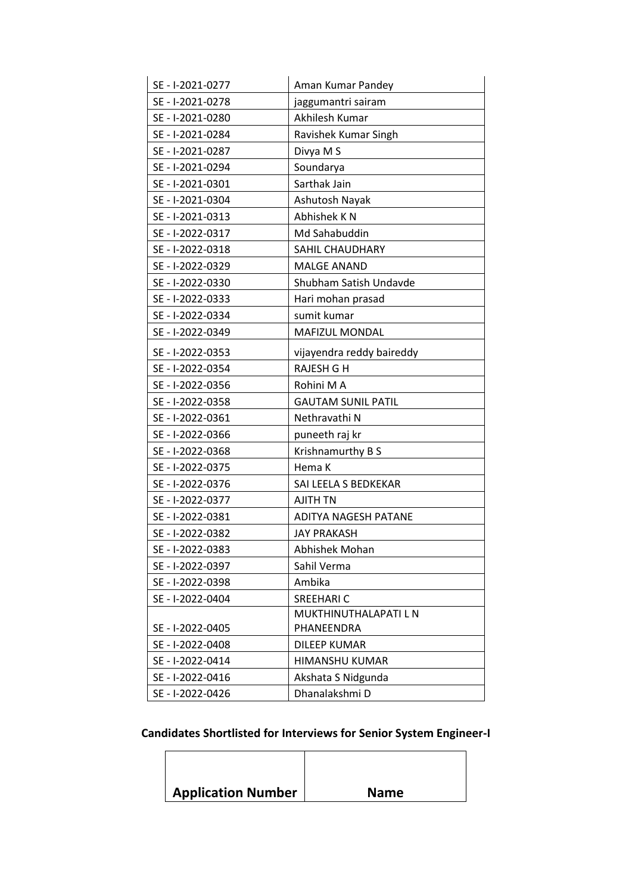| | |
|---|---|
| SE - I-2021-0277 | Aman Kumar Pandey |
| SE - I-2021-0278 | jaggumantri sairam |
| SE - I-2021-0280 | Akhilesh Kumar |
| SE - I-2021-0284 | Ravishek Kumar Singh |
| SE - I-2021-0287 | Divya M S |
| SE - I-2021-0294 | Soundarya |
| SE - I-2021-0301 | Sarthak Jain |
| SE - I-2021-0304 | Ashutosh Nayak |
| SE - I-2021-0313 | Abhishek K N |
| SE - I-2022-0317 | Md Sahabuddin |
| SE - I-2022-0318 | SAHIL CHAUDHARY |
| SE - I-2022-0329 | MALGE ANAND |
| SE - I-2022-0330 | Shubham Satish Undavde |
| SE - I-2022-0333 | Hari mohan prasad |
| SE - I-2022-0334 | sumit kumar |
| SE - I-2022-0349 | MAFIZUL MONDAL |
| SE - I-2022-0353 | vijayendra reddy baireddy |
| SE - I-2022-0354 | RAJESH G H |
| SE - I-2022-0356 | Rohini M A |
| SE - I-2022-0358 | GAUTAM SUNIL PATIL |
| SE - I-2022-0361 | Nethravathi N |
| SE - I-2022-0366 | puneeth raj kr |
| SE - I-2022-0368 | Krishnamurthy B S |
| SE - I-2022-0375 | Hema K |
| SE - I-2022-0376 | SAI LEELA S BEDKEKAR |
| SE - I-2022-0377 | AJITH TN |
| SE - I-2022-0381 | ADITYA NAGESH PATANE |
| SE - I-2022-0382 | JAY PRAKASH |
| SE - I-2022-0383 | Abhishek Mohan |
| SE - I-2022-0397 | Sahil Verma |
| SE - I-2022-0398 | Ambika |
| SE - I-2022-0404 | SREEHARI C |
| SE - I-2022-0405 | MUKTHINUTHALAPATI L N PHANEENDRA |
| SE - I-2022-0408 | DILEEP KUMAR |
| SE - I-2022-0414 | HIMANSHU KUMAR |
| SE - I-2022-0416 | Akshata S Nidgunda |
| SE - I-2022-0426 | Dhanalakshmi D |

**Candidates Shortlisted for Interviews for Senior System Engineer-I**

| Application Number | Name |
|---|---|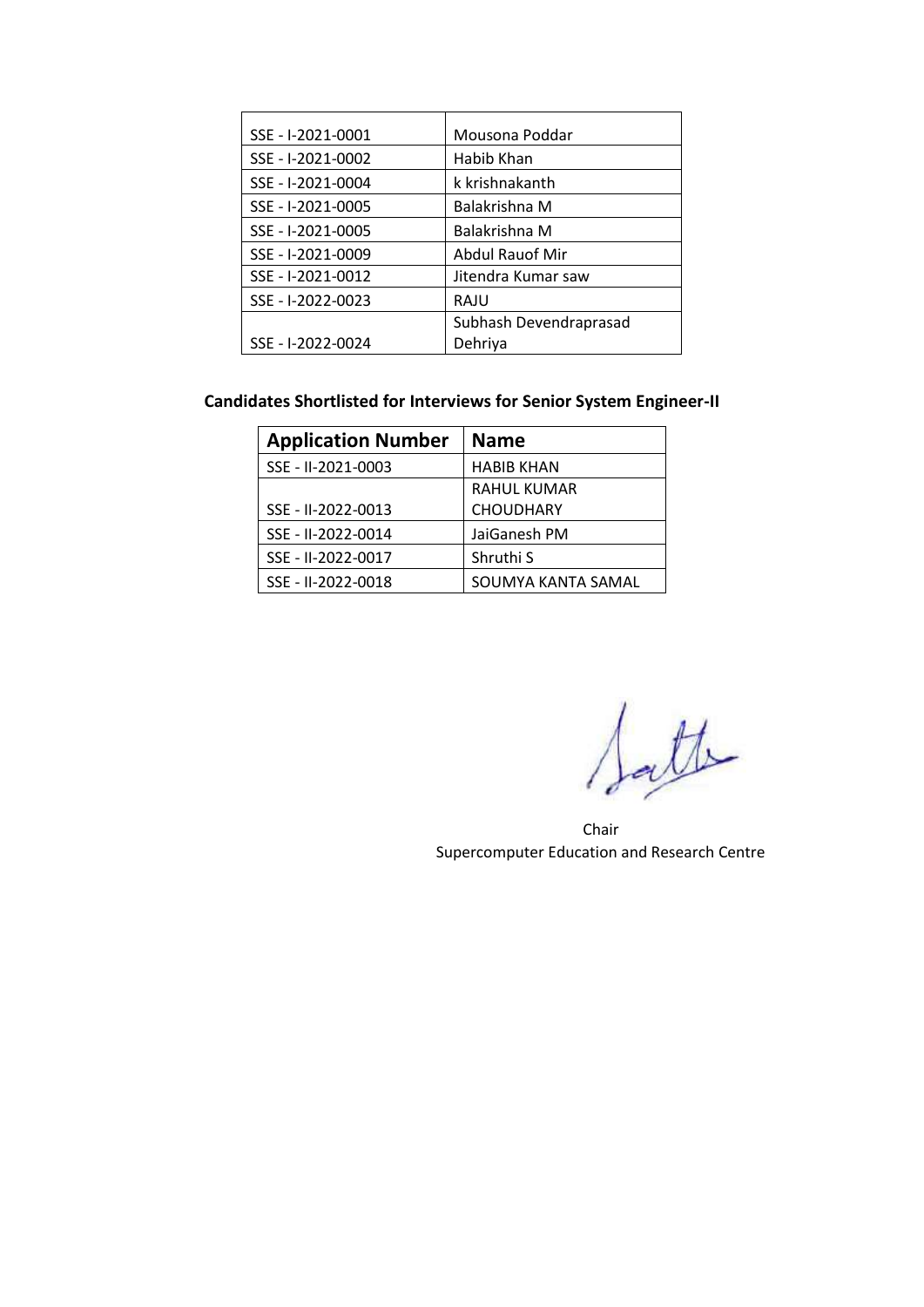| | |
|---|---|
| SSE - I-2021-0001 | Mousona Poddar |
| SSE - I-2021-0002 | Habib Khan |
| SSE - I-2021-0004 | k krishnakanth |
| SSE - I-2021-0005 | Balakrishna M |
| SSE - I-2021-0005 | Balakrishna M |
| SSE - I-2021-0009 | Abdul Rauof Mir |
| SSE - I-2021-0012 | Jitendra Kumar saw |
| SSE - I-2022-0023 | RAJU |
| SSE - I-2022-0024 | Subhash Devendraprasad Dehriya |

**Candidates Shortlisted for Interviews for Senior System Engineer-II**

| Application Number | Name |
|---|---|
| SSE - II-2021-0003 | HABIB KHAN |
| SSE - II-2022-0013 | RAHUL KUMAR CHOUDHARY |
| SSE - II-2022-0014 | JaiGanesh PM |
| SSE - II-2022-0017 | Shruthi S |
| SSE - II-2022-0018 | SOUMYA KANTA SAMAL |

Chair
Supercomputer Education and Research Centre